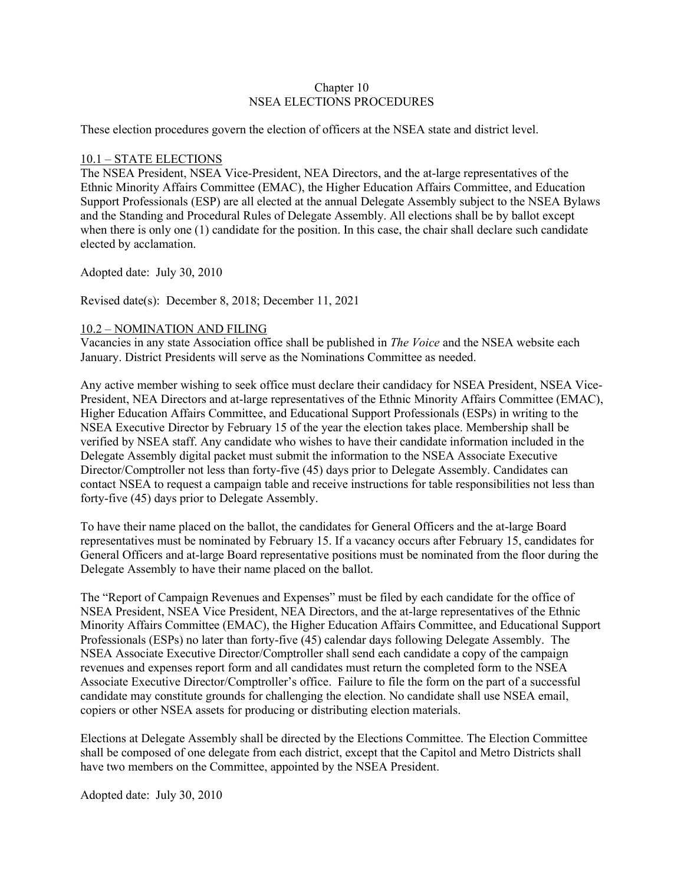# Chapter 10
# NSEA ELECTIONS PROCEDURES

These election procedures govern the election of officers at the NSEA state and district level.

## 10.1 – STATE ELECTIONS

The NSEA President, NSEA Vice-President, NEA Directors, and the at-large representatives of the Ethnic Minority Affairs Committee (EMAC), the Higher Education Affairs Committee, and Education Support Professionals (ESP) are all elected at the annual Delegate Assembly subject to the NSEA Bylaws and the Standing and Procedural Rules of Delegate Assembly. All elections shall be by ballot except when there is only one (1) candidate for the position. In this case, the chair shall declare such candidate elected by acclamation.

Adopted date: July 30, 2010

Revised date(s): December 8, 2018; December 11, 2021

## 10.2 – NOMINATION AND FILING

Vacancies in any state Association office shall be published in *The Voice* and the NSEA website each January. District Presidents will serve as the Nominations Committee as needed.

Any active member wishing to seek office must declare their candidacy for NSEA President, NSEA Vice-President, NEA Directors and at-large representatives of the Ethnic Minority Affairs Committee (EMAC), Higher Education Affairs Committee, and Educational Support Professionals (ESPs) in writing to the NSEA Executive Director by February 15 of the year the election takes place. Membership shall be verified by NSEA staff. Any candidate who wishes to have their candidate information included in the Delegate Assembly digital packet must submit the information to the NSEA Associate Executive Director/Comptroller not less than forty-five (45) days prior to Delegate Assembly. Candidates can contact NSEA to request a campaign table and receive instructions for table responsibilities not less than forty-five (45) days prior to Delegate Assembly.

To have their name placed on the ballot, the candidates for General Officers and the at-large Board representatives must be nominated by February 15. If a vacancy occurs after February 15, candidates for General Officers and at-large Board representative positions must be nominated from the floor during the Delegate Assembly to have their name placed on the ballot.

The "Report of Campaign Revenues and Expenses" must be filed by each candidate for the office of NSEA President, NSEA Vice President, NEA Directors, and the at-large representatives of the Ethnic Minority Affairs Committee (EMAC), the Higher Education Affairs Committee, and Educational Support Professionals (ESPs) no later than forty-five (45) calendar days following Delegate Assembly. The NSEA Associate Executive Director/Comptroller shall send each candidate a copy of the campaign revenues and expenses report form and all candidates must return the completed form to the NSEA Associate Executive Director/Comptroller's office. Failure to file the form on the part of a successful candidate may constitute grounds for challenging the election. No candidate shall use NSEA email, copiers or other NSEA assets for producing or distributing election materials.

Elections at Delegate Assembly shall be directed by the Elections Committee. The Election Committee shall be composed of one delegate from each district, except that the Capitol and Metro Districts shall have two members on the Committee, appointed by the NSEA President.

Adopted date: July 30, 2010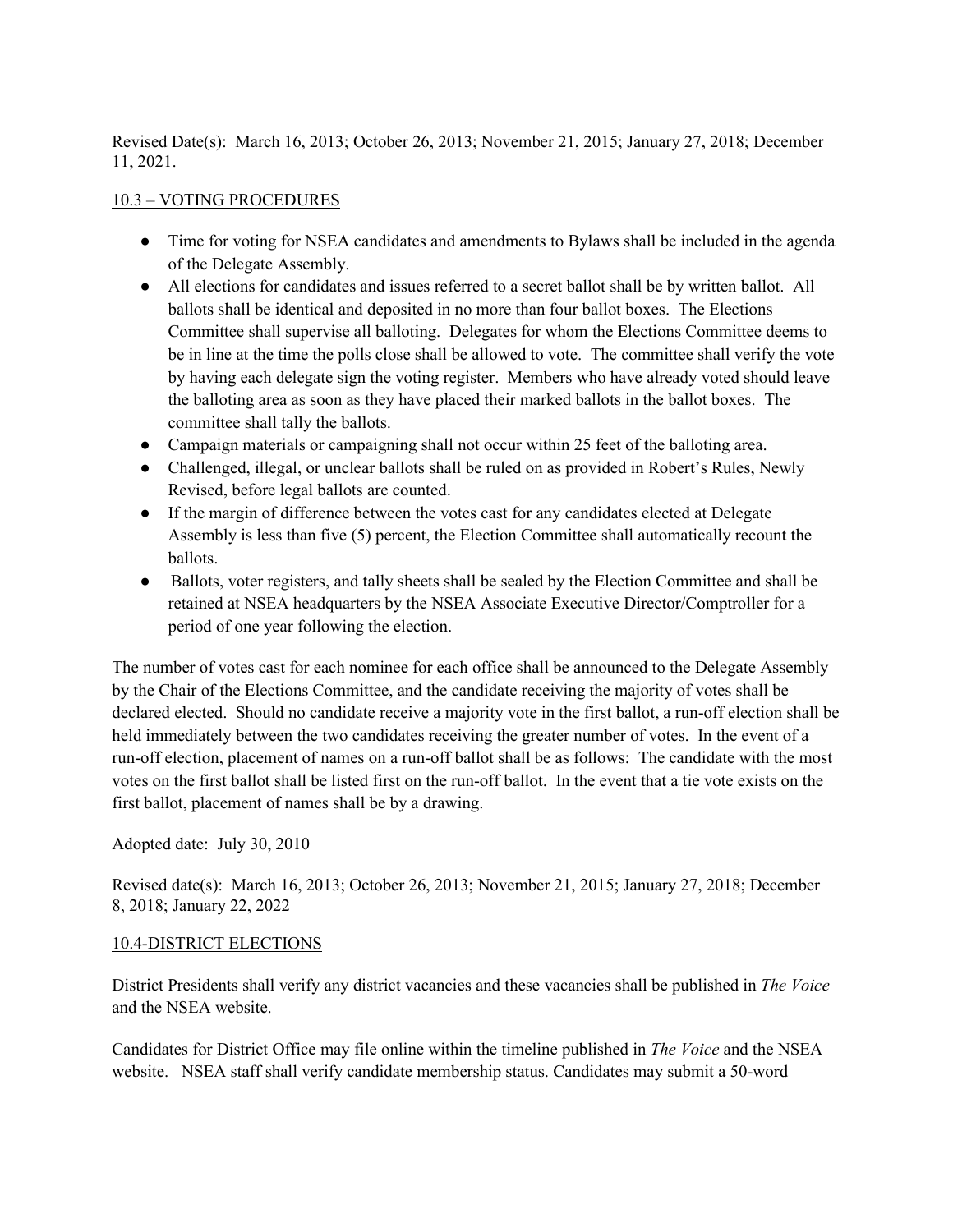Revised Date(s): March 16, 2013; October 26, 2013; November 21, 2015; January 27, 2018; December 11, 2021.

10.3 – VOTING PROCEDURES

- Time for voting for NSEA candidates and amendments to Bylaws shall be included in the agenda of the Delegate Assembly.
- All elections for candidates and issues referred to a secret ballot shall be by written ballot. All ballots shall be identical and deposited in no more than four ballot boxes. The Elections Committee shall supervise all balloting. Delegates for whom the Elections Committee deems to be in line at the time the polls close shall be allowed to vote. The committee shall verify the vote by having each delegate sign the voting register. Members who have already voted should leave the balloting area as soon as they have placed their marked ballots in the ballot boxes. The committee shall tally the ballots.
- Campaign materials or campaigning shall not occur within 25 feet of the balloting area.
- Challenged, illegal, or unclear ballots shall be ruled on as provided in Robert's Rules, Newly Revised, before legal ballots are counted.
- If the margin of difference between the votes cast for any candidates elected at Delegate Assembly is less than five (5) percent, the Election Committee shall automatically recount the ballots.
- Ballots, voter registers, and tally sheets shall be sealed by the Election Committee and shall be retained at NSEA headquarters by the NSEA Associate Executive Director/Comptroller for a period of one year following the election.

The number of votes cast for each nominee for each office shall be announced to the Delegate Assembly by the Chair of the Elections Committee, and the candidate receiving the majority of votes shall be declared elected. Should no candidate receive a majority vote in the first ballot, a run-off election shall be held immediately between the two candidates receiving the greater number of votes. In the event of a run-off election, placement of names on a run-off ballot shall be as follows: The candidate with the most votes on the first ballot shall be listed first on the run-off ballot. In the event that a tie vote exists on the first ballot, placement of names shall be by a drawing.

Adopted date: July 30, 2010

Revised date(s): March 16, 2013; October 26, 2013; November 21, 2015; January 27, 2018; December 8, 2018; January 22, 2022

10.4-DISTRICT ELECTIONS

District Presidents shall verify any district vacancies and these vacancies shall be published in *The Voice* and the NSEA website.

Candidates for District Office may file online within the timeline published in *The Voice* and the NSEA website. NSEA staff shall verify candidate membership status. Candidates may submit a 50-word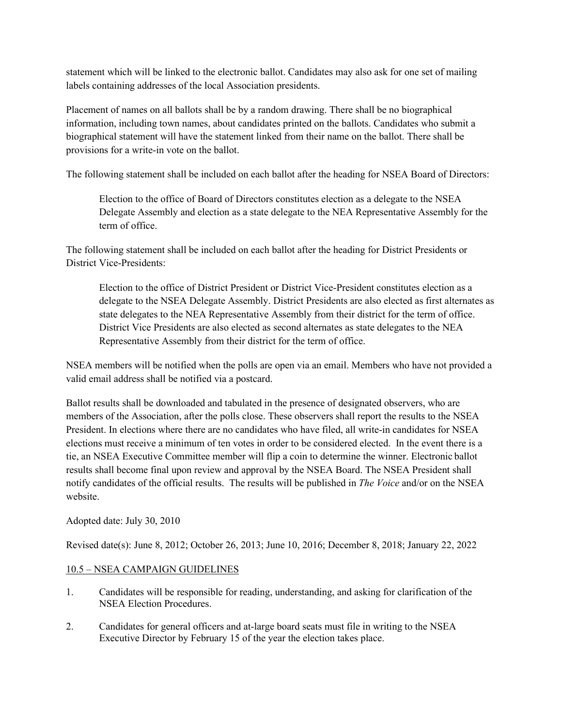statement which will be linked to the electronic ballot. Candidates may also ask for one set of mailing labels containing addresses of the local Association presidents.

Placement of names on all ballots shall be by a random drawing. There shall be no biographical information, including town names, about candidates printed on the ballots. Candidates who submit a biographical statement will have the statement linked from their name on the ballot. There shall be provisions for a write-in vote on the ballot.

The following statement shall be included on each ballot after the heading for NSEA Board of Directors:

> Election to the office of Board of Directors constitutes election as a delegate to the NSEA Delegate Assembly and election as a state delegate to the NEA Representative Assembly for the term of office.

The following statement shall be included on each ballot after the heading for District Presidents or District Vice-Presidents:

> Election to the office of District President or District Vice-President constitutes election as a delegate to the NSEA Delegate Assembly. District Presidents are also elected as first alternates as state delegates to the NEA Representative Assembly from their district for the term of office. District Vice Presidents are also elected as second alternates as state delegates to the NEA Representative Assembly from their district for the term of office.

NSEA members will be notified when the polls are open via an email. Members who have not provided a valid email address shall be notified via a postcard.

Ballot results shall be downloaded and tabulated in the presence of designated observers, who are members of the Association, after the polls close. These observers shall report the results to the NSEA President. In elections where there are no candidates who have filed, all write-in candidates for NSEA elections must receive a minimum of ten votes in order to be considered elected. In the event there is a tie, an NSEA Executive Committee member will flip a coin to determine the winner. Electronic ballot results shall become final upon review and approval by the NSEA Board. The NSEA President shall notify candidates of the official results. The results will be published in *The Voice* and/or on the NSEA website.

Adopted date: July 30, 2010

Revised date(s): June 8, 2012; October 26, 2013; June 10, 2016; December 8, 2018; January 22, 2022

## 10.5 – NSEA CAMPAIGN GUIDELINES

1. Candidates will be responsible for reading, understanding, and asking for clarification of the NSEA Election Procedures.
2. Candidates for general officers and at-large board seats must file in writing to the NSEA Executive Director by February 15 of the year the election takes place.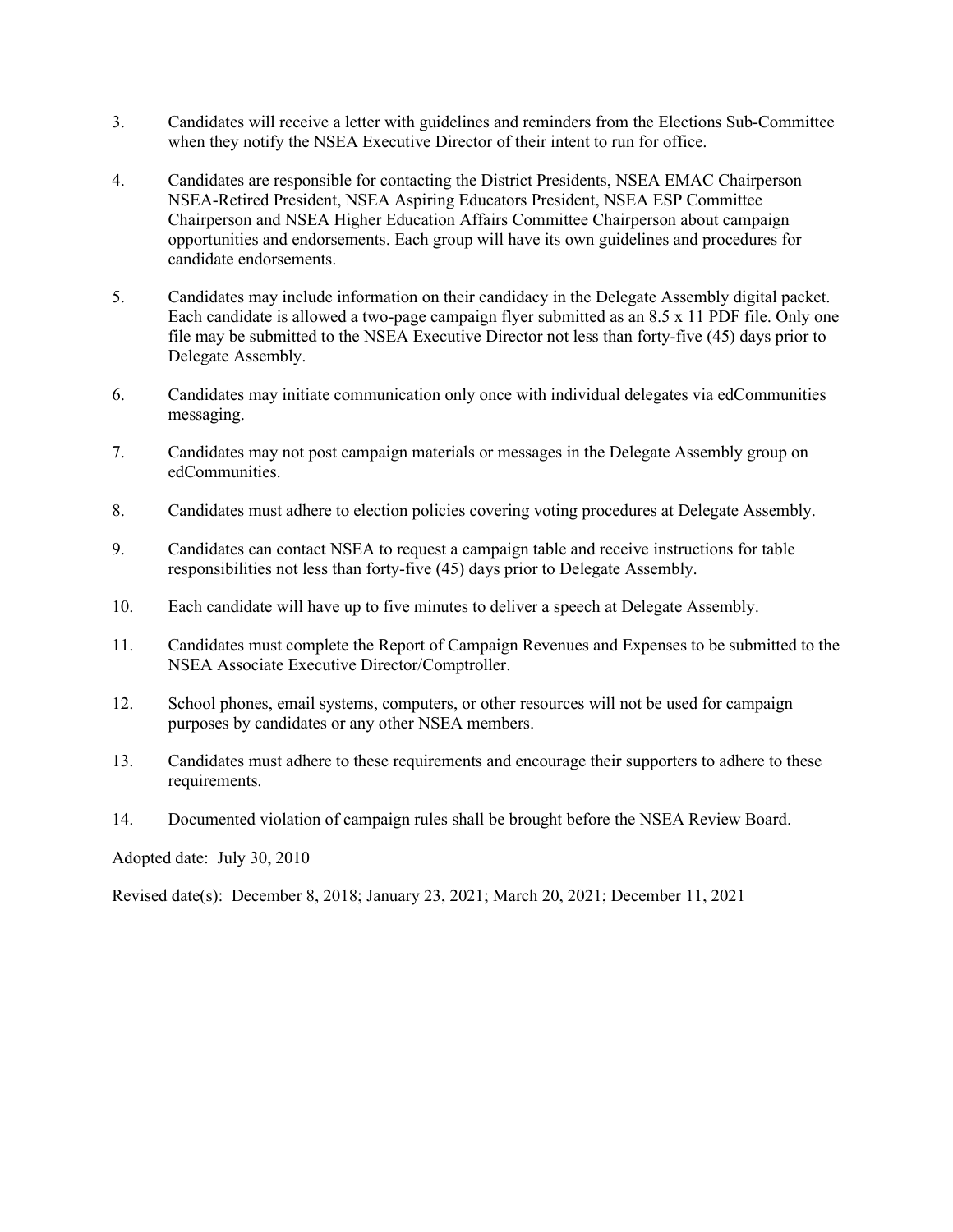3. Candidates will receive a letter with guidelines and reminders from the Elections Sub-Committee when they notify the NSEA Executive Director of their intent to run for office.

4. Candidates are responsible for contacting the District Presidents, NSEA EMAC Chairperson NSEA-Retired President, NSEA Aspiring Educators President, NSEA ESP Committee Chairperson and NSEA Higher Education Affairs Committee Chairperson about campaign opportunities and endorsements. Each group will have its own guidelines and procedures for candidate endorsements.

5. Candidates may include information on their candidacy in the Delegate Assembly digital packet. Each candidate is allowed a two-page campaign flyer submitted as an 8.5 x 11 PDF file. Only one file may be submitted to the NSEA Executive Director not less than forty-five (45) days prior to Delegate Assembly.

6. Candidates may initiate communication only once with individual delegates via edCommunities messaging.

7. Candidates may not post campaign materials or messages in the Delegate Assembly group on edCommunities.

8. Candidates must adhere to election policies covering voting procedures at Delegate Assembly.

9. Candidates can contact NSEA to request a campaign table and receive instructions for table responsibilities not less than forty-five (45) days prior to Delegate Assembly.

10. Each candidate will have up to five minutes to deliver a speech at Delegate Assembly.

11. Candidates must complete the Report of Campaign Revenues and Expenses to be submitted to the NSEA Associate Executive Director/Comptroller.

12. School phones, email systems, computers, or other resources will not be used for campaign purposes by candidates or any other NSEA members.

13. Candidates must adhere to these requirements and encourage their supporters to adhere to these requirements.

14. Documented violation of campaign rules shall be brought before the NSEA Review Board.

Adopted date: July 30, 2010

Revised date(s): December 8, 2018; January 23, 2021; March 20, 2021; December 11, 2021